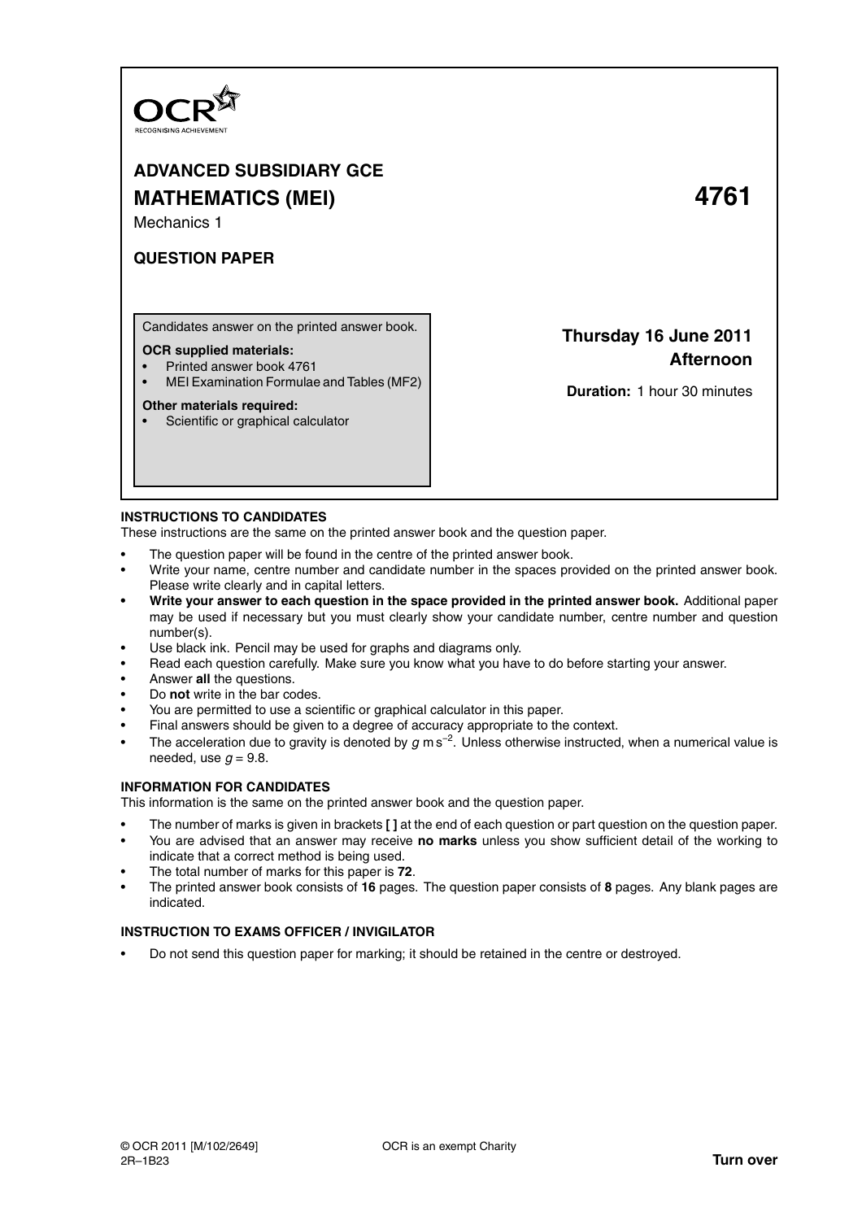OCR

RECOGNISING ACHIEVEMENT

# ADVANCED SUBSIDIARY GCE

# MATHEMATICS (MEI) 4761

Mechanics 1

**QUESTION PAPER**

Candidates answer on the printed answer book.

**OCR supplied materials:**
- Printed answer book 4761
- MEI Examination Formulae and Tables (MF2)

**Other materials required:**
- Scientific or graphical calculator

**Thursday 16 June 2011**
**Afternoon**

**Duration:** 1 hour 30 minutes

**INSTRUCTIONS TO CANDIDATES**

These instructions are the same on the printed answer book and the question paper.

- The question paper will be found in the centre of the printed answer book.
- Write your name, centre number and candidate number in the spaces provided on the printed answer book. Please write clearly and in capital letters.
- **Write your answer to each question in the space provided in the printed answer book.** Additional paper may be used if necessary but you must clearly show your candidate number, centre number and question number(s).
- Use black ink. Pencil may be used for graphs and diagrams only.
- Read each question carefully. Make sure you know what you have to do before starting your answer.
- Answer **all** the questions.
- Do **not** write in the bar codes.
- You are permitted to use a scientific or graphical calculator in this paper.
- Final answers should be given to a degree of accuracy appropriate to the context.
- The acceleration due to gravity is denoted by $g\,\text{m}\,\text{s}^{-2}$. Unless otherwise instructed, when a numerical value is needed, use $g = 9.8$.

**INFORMATION FOR CANDIDATES**

This information is the same on the printed answer book and the question paper.

- The number of marks is given in brackets **[ ]** at the end of each question or part question on the question paper.
- You are advised that an answer may receive **no marks** unless you show sufficient detail of the working to indicate that a correct method is being used.
- The total number of marks for this paper is **72**.
- The printed answer book consists of **16** pages. The question paper consists of **8** pages. Any blank pages are indicated.

**INSTRUCTION TO EXAMS OFFICER / INVIGILATOR**

- Do not send this question paper for marking; it should be retained in the centre or destroyed.

© OCR 2011 [M/102/2649]
2R–1B23

OCR is an exempt Charity

**Turn over**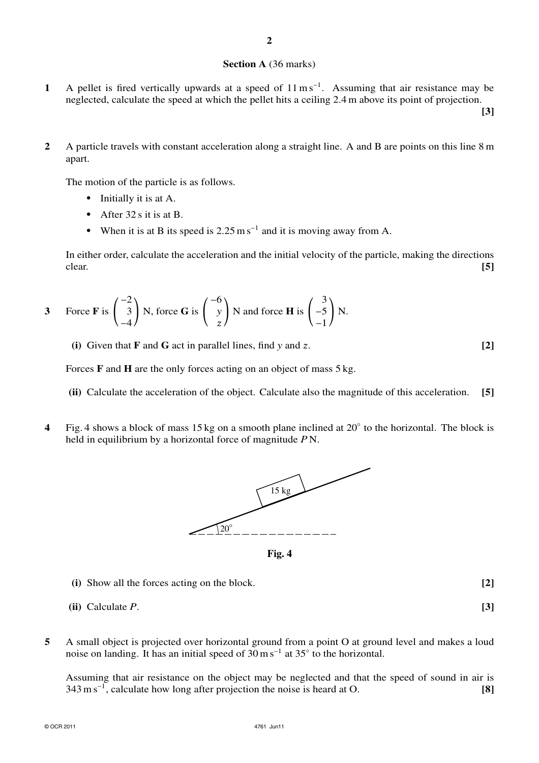## Section A (36 marks)

**1** A pellet is fired vertically upwards at a speed of $11\,\text{m s}^{-1}$. Assuming that air resistance may be neglected, calculate the speed at which the pellet hits a ceiling 2.4 m above its point of projection. **[3]**

**2** A particle travels with constant acceleration along a straight line. A and B are points on this line 8 m apart.

The motion of the particle is as follows.

- Initially it is at A.
- After 32 s it is at B.
- When it is at B its speed is $2.25\,\text{m s}^{-1}$ and it is moving away from A.

In either order, calculate the acceleration and the initial velocity of the particle, making the directions clear. **[5]**

**3** Force $\mathbf{F}$ is $\begin{pmatrix} -2 \\ 3 \\ -4 \end{pmatrix}$ N, force $\mathbf{G}$ is $\begin{pmatrix} -6 \\ y \\ z \end{pmatrix}$ N and force $\mathbf{H}$ is $\begin{pmatrix} 3 \\ -5 \\ -1 \end{pmatrix}$ N.

**(i)** Given that $\mathbf{F}$ and $\mathbf{G}$ act in parallel lines, find $y$ and $z$. **[2]**

Forces $\mathbf{F}$ and $\mathbf{H}$ are the only forces acting on an object of mass 5 kg.

**(ii)** Calculate the acceleration of the object. Calculate also the magnitude of this acceleration. **[5]**

**4** Fig. 4 shows a block of mass 15 kg on a smooth plane inclined at $20°$ to the horizontal. The block is held in equilibrium by a horizontal force of magnitude $P$ N.

**Fig. 4**

**(i)** Show all the forces acting on the block. **[2]**

**(ii)** Calculate $P$. **[3]**

**5** A small object is projected over horizontal ground from a point O at ground level and makes a loud noise on landing. It has an initial speed of $30\,\text{m s}^{-1}$ at $35°$ to the horizontal.

Assuming that air resistance on the object may be neglected and that the speed of sound in air is $343\,\text{m s}^{-1}$, calculate how long after projection the noise is heard at O. **[8]**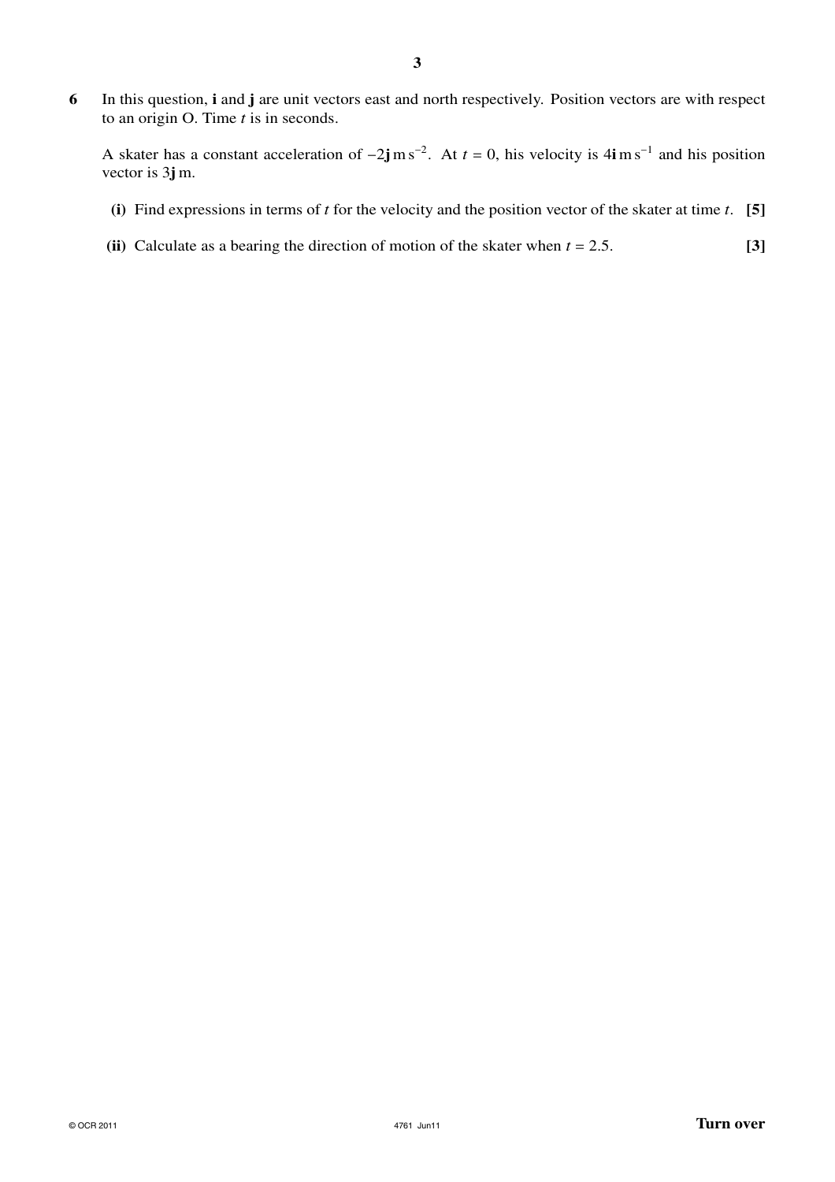**6** In this question, **i** and **j** are unit vectors east and north respectively. Position vectors are with respect to an origin O. Time $t$ is in seconds.

A skater has a constant acceleration of $-2\mathbf{j}\,\text{m s}^{-2}$. At $t = 0$, his velocity is $4\mathbf{i}\,\text{m s}^{-1}$ and his position vector is $3\mathbf{j}\,\text{m}$.

**(i)** Find expressions in terms of $t$ for the velocity and the position vector of the skater at time $t$. **[5]**

**(ii)** Calculate as a bearing the direction of motion of the skater when $t = 2.5$. **[3]**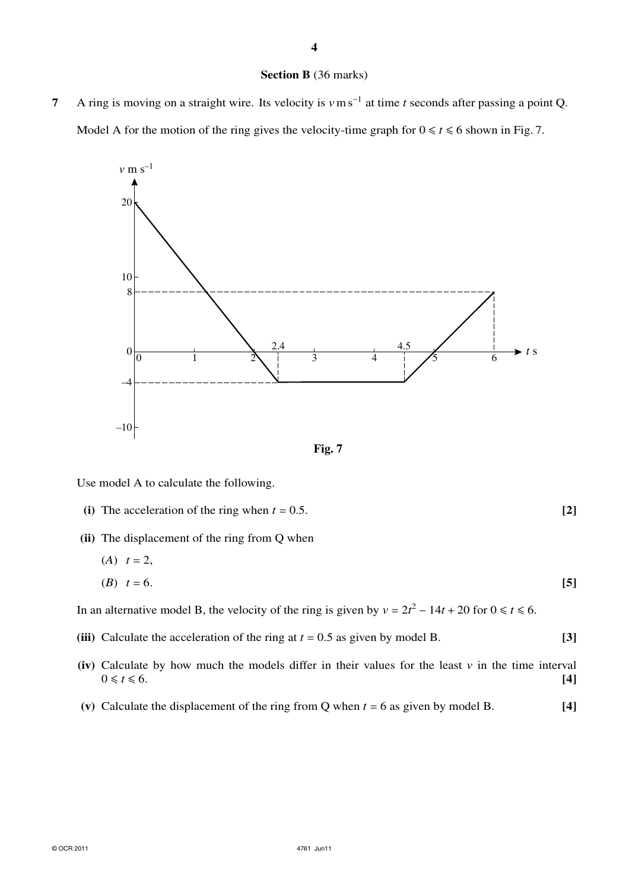## Section B (36 marks)

**7** A ring is moving on a straight wire. Its velocity is $v\,\text{m s}^{-1}$ at time $t$ seconds after passing a point Q.

Model A for the motion of the ring gives the velocity-time graph for $0 \leqslant t \leqslant 6$ shown in Fig. 7.

**Fig. 7**

Use model A to calculate the following.

**(i)** The acceleration of the ring when $t = 0.5$. **[2]**

**(ii)** The displacement of the ring from Q when

(*A*) $t = 2$,

(*B*) $t = 6$. **[5]**

In an alternative model B, the velocity of the ring is given by $v = 2t^2 - 14t + 20$ for $0 \leqslant t \leqslant 6$.

**(iii)** Calculate the acceleration of the ring at $t = 0.5$ as given by model B. **[3]**

**(iv)** Calculate by how much the models differ in their values for the least $v$ in the time interval $0 \leqslant t \leqslant 6$. **[4]**

**(v)** Calculate the displacement of the ring from Q when $t = 6$ as given by model B. **[4]**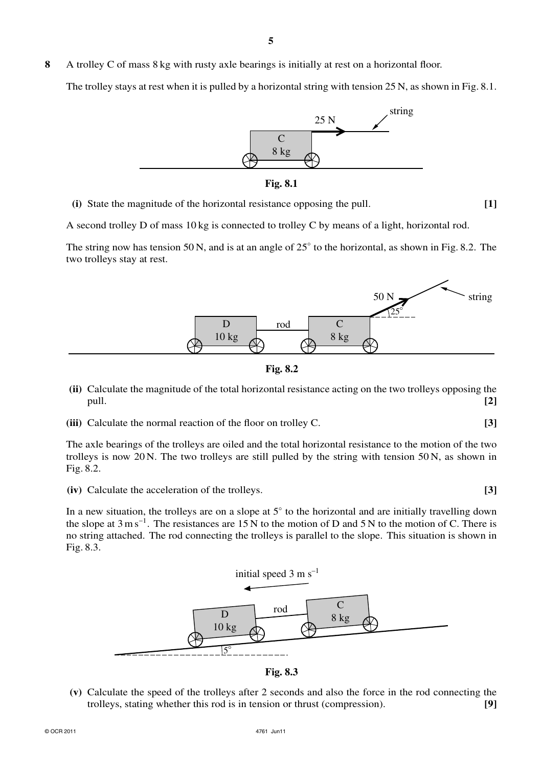**8** A trolley C of mass 8 kg with rusty axle bearings is initially at rest on a horizontal floor.

The trolley stays at rest when it is pulled by a horizontal string with tension 25 N, as shown in Fig. 8.1.

**Fig. 8.1**

**(i)** State the magnitude of the horizontal resistance opposing the pull. **[1]**

A second trolley D of mass 10 kg is connected to trolley C by means of a light, horizontal rod.

The string now has tension 50 N, and is at an angle of 25° to the horizontal, as shown in Fig. 8.2. The two trolleys stay at rest.

**Fig. 8.2**

**(ii)** Calculate the magnitude of the total horizontal resistance acting on the two trolleys opposing the pull. **[2]**

**(iii)** Calculate the normal reaction of the floor on trolley C. **[3]**

The axle bearings of the trolleys are oiled and the total horizontal resistance to the motion of the two trolleys is now 20 N. The two trolleys are still pulled by the string with tension 50 N, as shown in Fig. 8.2.

**(iv)** Calculate the acceleration of the trolleys. **[3]**

In a new situation, the trolleys are on a slope at 5° to the horizontal and are initially travelling down the slope at $3\,\text{m}\,\text{s}^{-1}$. The resistances are 15 N to the motion of D and 5 N to the motion of C. There is no string attached. The rod connecting the trolleys is parallel to the slope. This situation is shown in Fig. 8.3.

**Fig. 8.3**

**(v)** Calculate the speed of the trolleys after 2 seconds and also the force in the rod connecting the trolleys, stating whether this rod is in tension or thrust (compression). **[9]**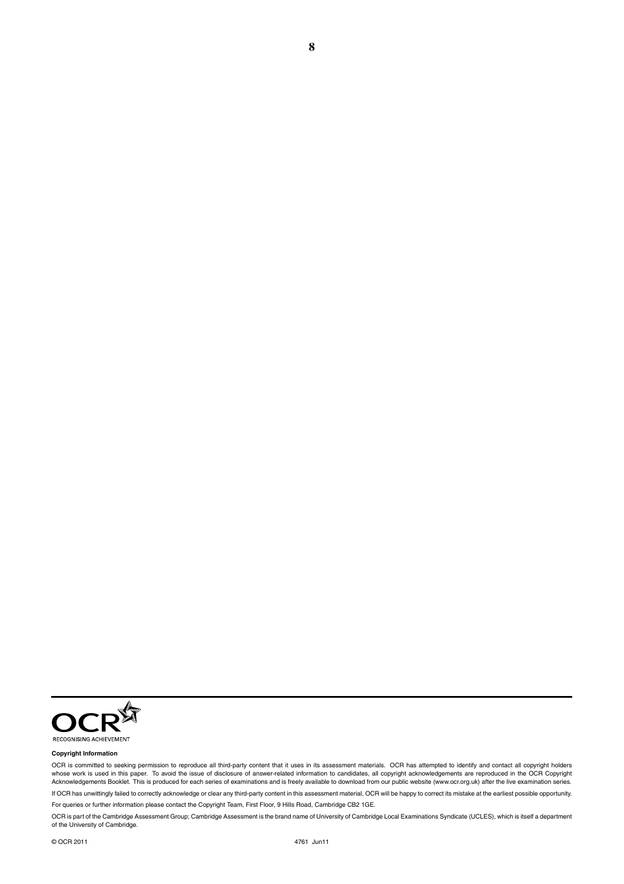OCR

RECOGNISING ACHIEVEMENT

**Copyright Information**

OCR is committed to seeking permission to reproduce all third-party content that it uses in its assessment materials. OCR has attempted to identify and contact all copyright holders whose work is used in this paper. To avoid the issue of disclosure of answer-related information to candidates, all copyright acknowledgements are reproduced in the OCR Copyright Acknowledgements Booklet. This is produced for each series of examinations and is freely available to download from our public website (www.ocr.org.uk) after the live examination series.

If OCR has unwittingly failed to correctly acknowledge or clear any third-party content in this assessment material, OCR will be happy to correct its mistake at the earliest possible opportunity.

For queries or further information please contact the Copyright Team, First Floor, 9 Hills Road, Cambridge CB2 1GE.

OCR is part of the Cambridge Assessment Group; Cambridge Assessment is the brand name of University of Cambridge Local Examinations Syndicate (UCLES), which is itself a department of the University of Cambridge.

© OCR 2011 4761 Jun11